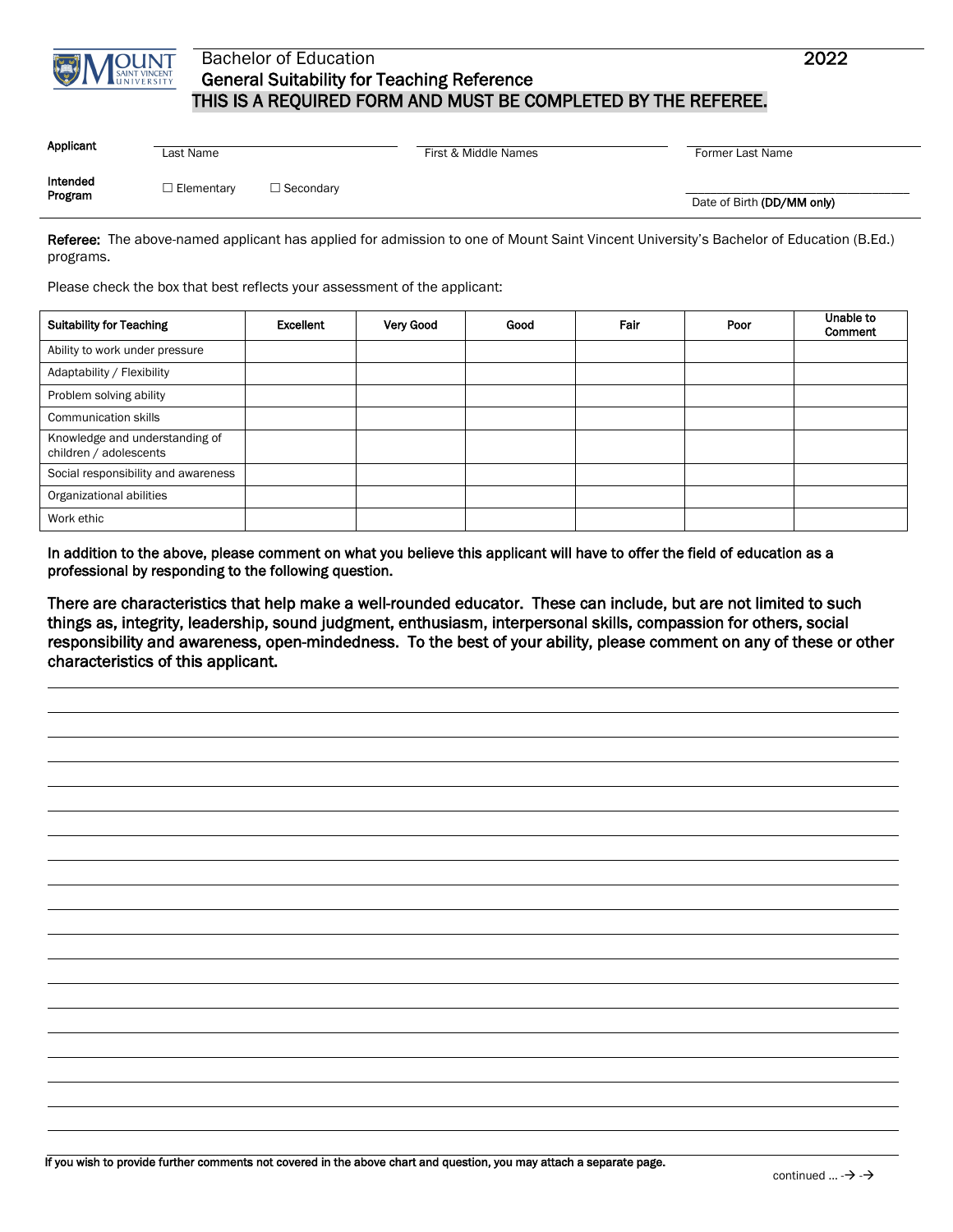Bachelor of Education

**2022**

## General Suitability for Teaching Reference

**THIS IS A REQUIRED FORM AND MUST BE COMPLETED BY THE REFEREE.**

**Applicant**

Last Name ____________________ First & Middle Names ____________________ Former Last Name ____________________

**Intended Program** ☐ Elementary ☐ Secondary

Date of Birth **(DD/MM only)** ____________________

**Referee:** The above-named applicant has applied for admission to one of Mount Saint Vincent University's Bachelor of Education (B.Ed.) programs.

Please check the box that best reflects your assessment of the applicant:

| Suitability for Teaching | Excellent | Very Good | Good | Fair | Poor | Unable to Comment |
|---|---|---|---|---|---|---|
| Ability to work under pressure | | | | | | |
| Adaptability / Flexibility | | | | | | |
| Problem solving ability | | | | | | |
| Communication skills | | | | | | |
| Knowledge and understanding of children / adolescents | | | | | | |
| Social responsibility and awareness | | | | | | |
| Organizational abilities | | | | | | |
| Work ethic | | | | | | |

**In addition to the above, please comment on what you believe this applicant will have to offer the field of education as a professional by responding to the following question.**

**There are characteristics that help make a well-rounded educator. These can include, but are not limited to such things as, integrity, leadership, sound judgment, enthusiasm, interpersonal skills, compassion for others, social responsibility and awareness, open-mindedness. To the best of your ability, please comment on any of these or other characteristics of this applicant.**

______________________________________________________________________

______________________________________________________________________

______________________________________________________________________

______________________________________________________________________

______________________________________________________________________

______________________________________________________________________

______________________________________________________________________

______________________________________________________________________

______________________________________________________________________

______________________________________________________________________

______________________________________________________________________

______________________________________________________________________

______________________________________________________________________

______________________________________________________________________

______________________________________________________________________

______________________________________________________________________

______________________________________________________________________

______________________________________________________________________

______________________________________________________________________

**If you wish to provide further comments not covered in the above chart and question, you may attach a separate page.**

continued … -→ -→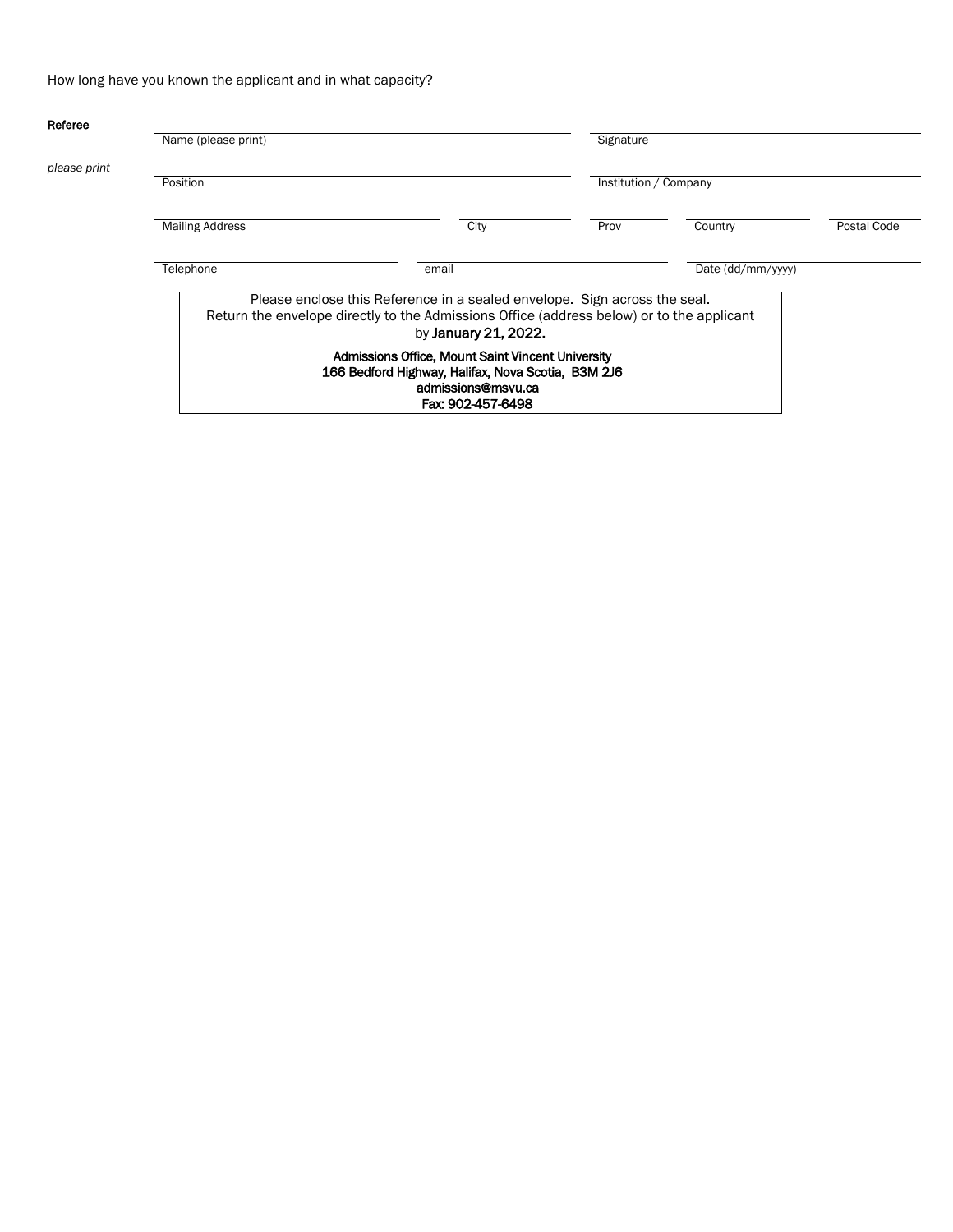How long have you known the applicant and in what capacity? ______________________________

**Referee**

*please print*

| | |
|---|---|
| Name (please print) | Signature |
| Position | Institution / Company |

| | | | | |
|---|---|---|---|---|
| Mailing Address | City | Prov | Country | Postal Code |

| | | |
|---|---|---|
| Telephone | email | Date (dd/mm/yyyy) |

Please enclose this Reference in a sealed envelope. Sign across the seal.
Return the envelope directly to the Admissions Office (address below) or to the applicant by **January 21, 2022.**

**Admissions Office, Mount Saint Vincent University**
**166 Bedford Highway, Halifax, Nova Scotia, B3M 2J6**
**admissions@msvu.ca**
**Fax: 902-457-6498**